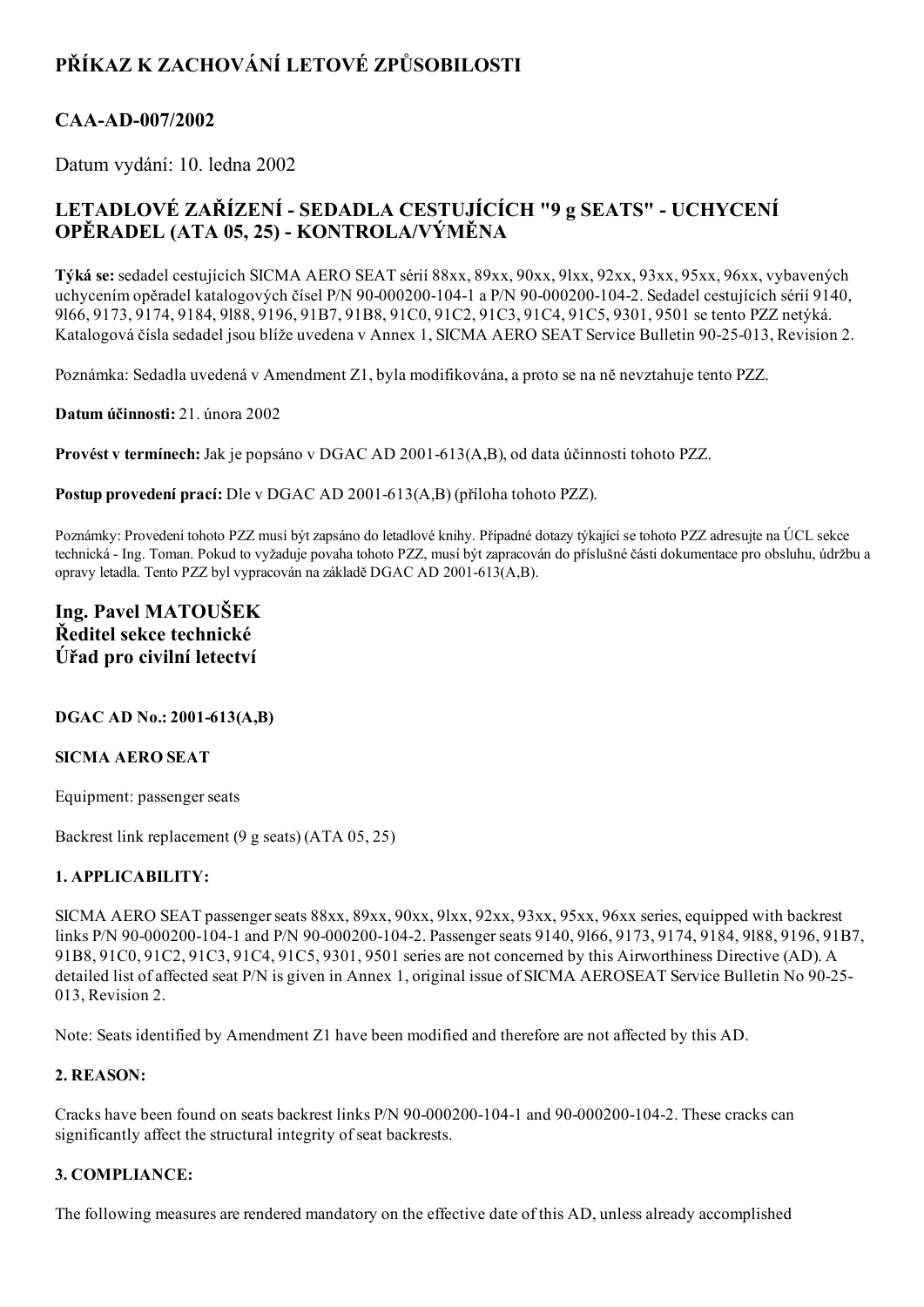# PŘÍKAZ K ZACHOVÁNÍ LETOVÉ ZPŮSOBILOSTI

## CAA-AD-007/2002

Datum vydání: 10. ledna 2002

## LETADLOVÉ ZAŘÍZENÍ - SEDADLA CESTUJÍCÍCH "9 g SEATS" - UCHYCENÍ OPĚRADEL (ATA 05, 25) - KONTROLA/VÝMĚNA

**Týká se:** sedadel cestujících SICMA AERO SEAT sérií 88xx, 89xx, 90xx, 9lxx, 92xx, 93xx, 95xx, 96xx, vybavených uchycením opěradel katalogových čísel P/N 90-000200-104-1 a P/N 90-000200-104-2. Sedadel cestujících sérií 9140, 9l66, 9173, 9174, 9184, 9l88, 9196, 91B7, 91B8, 91C0, 91C2, 91C3, 91C4, 91C5, 9301, 9501 se tento PZZ netýká. Katalogová čísla sedadel jsou blíže uvedena v Annex 1, SICMA AERO SEAT Service Bulletin 90-25-013, Revision 2.

Poznámka: Sedadla uvedená v Amendment Z1, byla modifikována, a proto se na ně nevztahuje tento PZZ.

**Datum účinnosti:** 21. února 2002

**Provést v termínech:** Jak je popsáno v DGAC AD 2001-613(A,B), od data účinnosti tohoto PZZ.

**Postup provedení prací:** Dle v DGAC AD 2001-613(A,B) (příloha tohoto PZZ).

Poznámky: Provedení tohoto PZZ musí být zapsáno do letadlové knihy. Případné dotazy týkající se tohoto PZZ adresujte na ÚCL sekce technická - Ing. Toman. Pokud to vyžaduje povaha tohoto PZZ, musí být zapracován do příslušné části dokumentace pro obsluhu, údržbu a opravy letadla. Tento PZZ byl vypracován na základě DGAC AD 2001-613(A,B).

**Ing. Pavel MATOUŠEK**
**Ředitel sekce technické**
**Úřad pro civilní letectví**

**DGAC AD No.: 2001-613(A,B)**

**SICMA AERO SEAT**

Equipment: passenger seats

Backrest link replacement (9 g seats) (ATA 05, 25)

### 1. APPLICABILITY:

SICMA AERO SEAT passenger seats 88xx, 89xx, 90xx, 9lxx, 92xx, 93xx, 95xx, 96xx series, equipped with backrest links P/N 90-000200-104-1 and P/N 90-000200-104-2. Passenger seats 9140, 9l66, 9173, 9174, 9184, 9l88, 9196, 91B7, 91B8, 91C0, 91C2, 91C3, 91C4, 91C5, 9301, 9501 series are not concerned by this Airworthiness Directive (AD). A detailed list of affected seat P/N is given in Annex 1, original issue of SICMA AEROSEAT Service Bulletin No 90-25-013, Revision 2.

Note: Seats identified by Amendment Z1 have been modified and therefore are not affected by this AD.

### 2. REASON:

Cracks have been found on seats backrest links P/N 90-000200-104-1 and 90-000200-104-2. These cracks can significantly affect the structural integrity of seat backrests.

### 3. COMPLIANCE:

The following measures are rendered mandatory on the effective date of this AD, unless already accomplished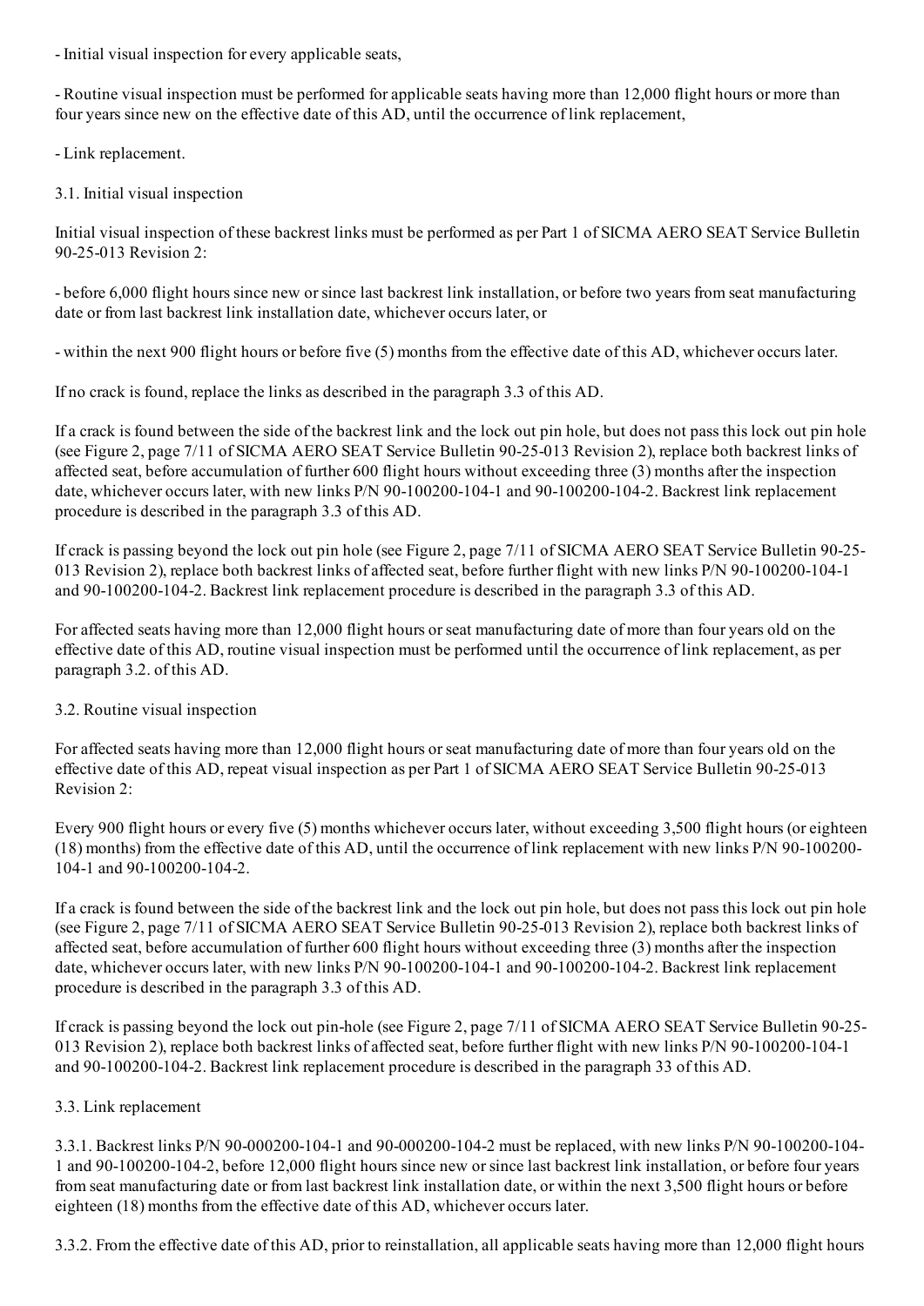- Initial visual inspection for every applicable seats,

- Routine visual inspection must be performed for applicable seats having more than 12,000 flight hours or more than four years since new on the effective date of this AD, until the occurrence of link replacement,

- Link replacement.

### 3.1. Initial visual inspection

Initial visual inspection of these backrest links must be performed as per Part 1 of SICMA AERO SEAT Service Bulletin 90-25-013 Revision 2:

- before 6,000 flight hours since new or since last backrest link installation, or before two years from seat manufacturing date or from last backrest link installation date, whichever occurs later, or

- within the next 900 flight hours or before five (5) months from the effective date of this AD, whichever occurs later.

If no crack is found, replace the links as described in the paragraph 3.3 of this AD.

If a crack is found between the side of the backrest link and the lock out pin hole, but does not pass this lock out pin hole (see Figure 2, page 7/11 of SICMA AERO SEAT Service Bulletin 90-25-013 Revision 2), replace both backrest links of affected seat, before accumulation of further 600 flight hours without exceeding three (3) months after the inspection date, whichever occurs later, with new links P/N 90-100200-104-1 and 90-100200-104-2. Backrest link replacement procedure is described in the paragraph 3.3 of this AD.

If crack is passing beyond the lock out pin hole (see Figure 2, page 7/11 of SICMA AERO SEAT Service Bulletin 90-25-013 Revision 2), replace both backrest links of affected seat, before further flight with new links P/N 90-100200-104-1 and 90-100200-104-2. Backrest link replacement procedure is described in the paragraph 3.3 of this AD.

For affected seats having more than 12,000 flight hours or seat manufacturing date of more than four years old on the effective date of this AD, routine visual inspection must be performed until the occurrence of link replacement, as per paragraph 3.2. of this AD.

### 3.2. Routine visual inspection

For affected seats having more than 12,000 flight hours or seat manufacturing date of more than four years old on the effective date of this AD, repeat visual inspection as per Part 1 of SICMA AERO SEAT Service Bulletin 90-25-013 Revision 2:

Every 900 flight hours or every five (5) months whichever occurs later, without exceeding 3,500 flight hours (or eighteen (18) months) from the effective date of this AD, until the occurrence of link replacement with new links P/N 90-100200-104-1 and 90-100200-104-2.

If a crack is found between the side of the backrest link and the lock out pin hole, but does not pass this lock out pin hole (see Figure 2, page 7/11 of SICMA AERO SEAT Service Bulletin 90-25-013 Revision 2), replace both backrest links of affected seat, before accumulation of further 600 flight hours without exceeding three (3) months after the inspection date, whichever occurs later, with new links P/N 90-100200-104-1 and 90-100200-104-2. Backrest link replacement procedure is described in the paragraph 3.3 of this AD.

If crack is passing beyond the lock out pin-hole (see Figure 2, page 7/11 of SICMA AERO SEAT Service Bulletin 90-25-013 Revision 2), replace both backrest links of affected seat, before further flight with new links P/N 90-100200-104-1 and 90-100200-104-2. Backrest link replacement procedure is described in the paragraph 33 of this AD.

### 3.3. Link replacement

3.3.1. Backrest links P/N 90-000200-104-1 and 90-000200-104-2 must be replaced, with new links P/N 90-100200-104-1 and 90-100200-104-2, before 12,000 flight hours since new or since last backrest link installation, or before four years from seat manufacturing date or from last backrest link installation date, or within the next 3,500 flight hours or before eighteen (18) months from the effective date of this AD, whichever occurs later.

3.3.2. From the effective date of this AD, prior to reinstallation, all applicable seats having more than 12,000 flight hours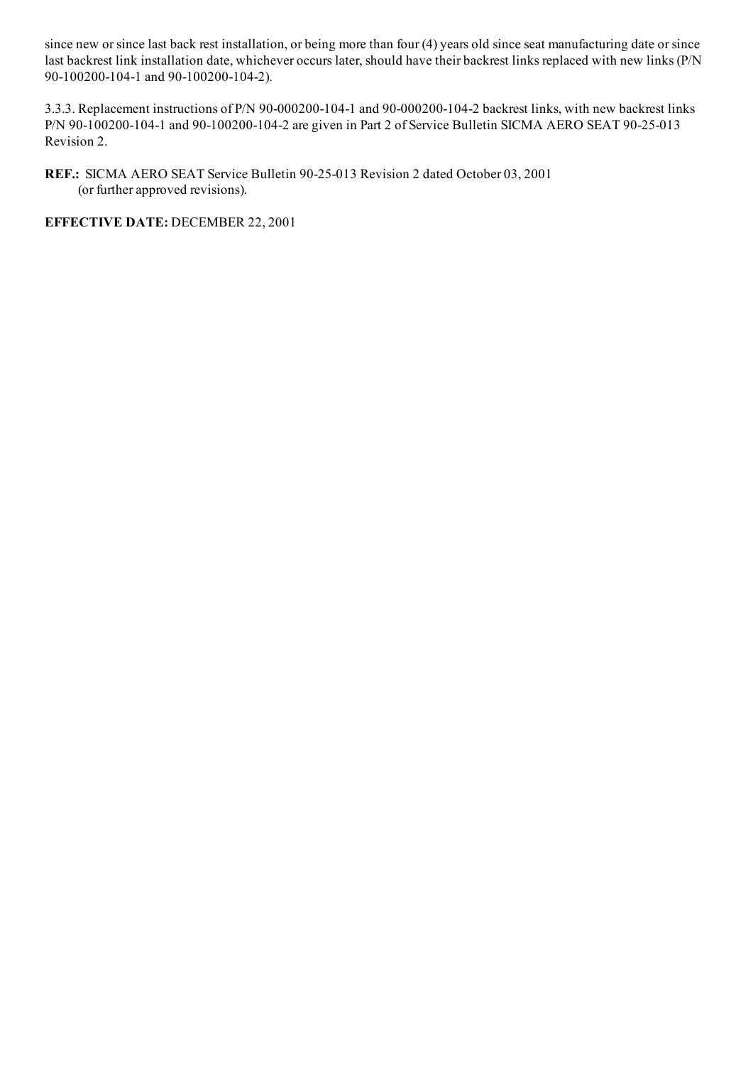since new or since last back rest installation, or being more than four (4) years old since seat manufacturing date or since last backrest link installation date, whichever occurs later, should have their backrest links replaced with new links (P/N 90-100200-104-1 and 90-100200-104-2).

3.3.3. Replacement instructions of P/N 90-000200-104-1 and 90-000200-104-2 backrest links, with new backrest links P/N 90-100200-104-1 and 90-100200-104-2 are given in Part 2 of Service Bulletin SICMA AERO SEAT 90-25-013 Revision 2.

**REF.:** SICMA AERO SEAT Service Bulletin 90-25-013 Revision 2 dated October 03, 2001
(or further approved revisions).

**EFFECTIVE DATE:** DECEMBER 22, 2001